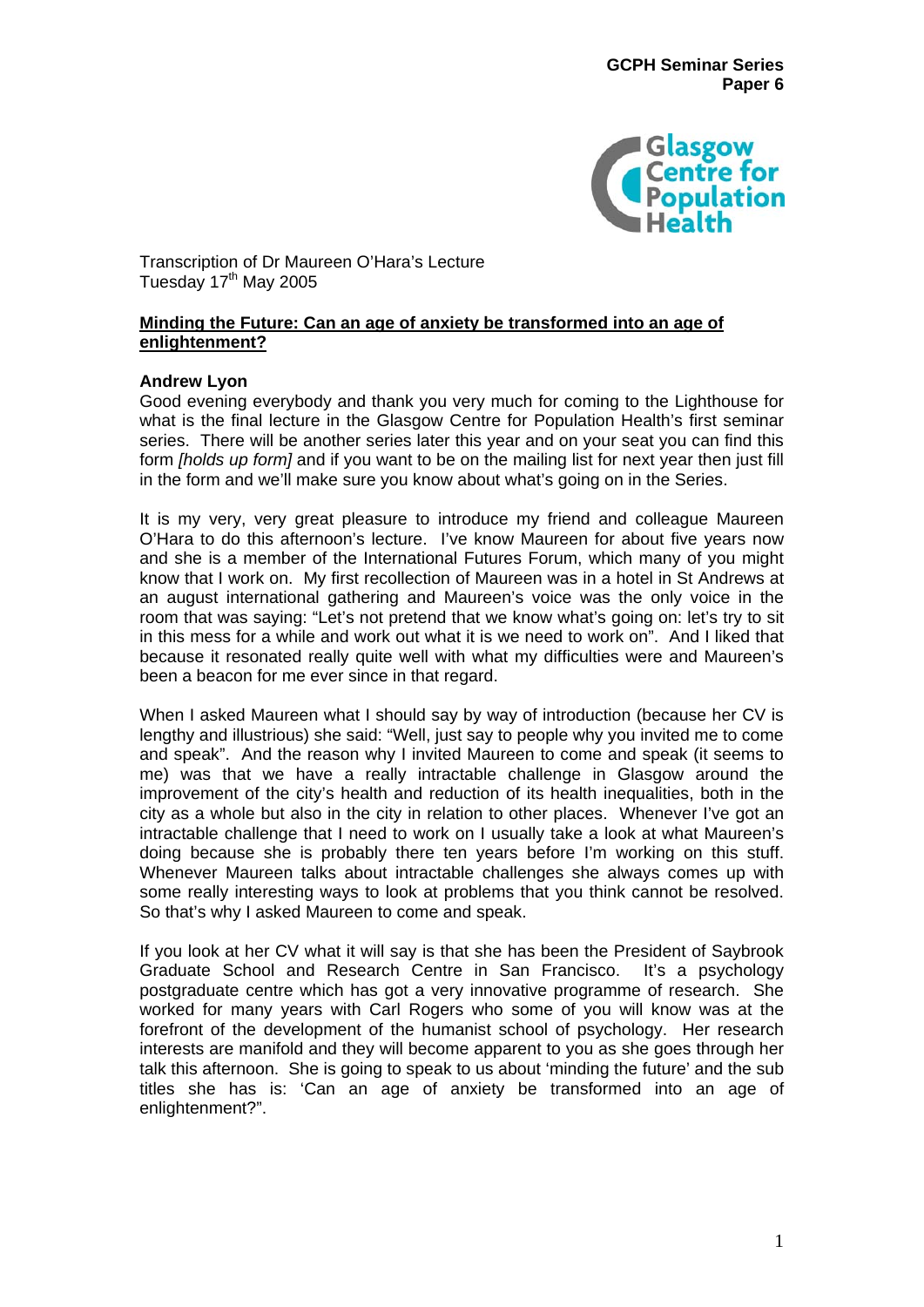**GCPH Seminar Series**
**Paper 6**

Transcription of Dr Maureen O'Hara's Lecture
Tuesday 17th May 2005

## Minding the Future: Can an age of anxiety be transformed into an age of enlightenment?

**Andrew Lyon**

Good evening everybody and thank you very much for coming to the Lighthouse for what is the final lecture in the Glasgow Centre for Population Health's first seminar series. There will be another series later this year and on your seat you can find this form *[holds up form]* and if you want to be on the mailing list for next year then just fill in the form and we'll make sure you know about what's going on in the Series.

It is my very, very great pleasure to introduce my friend and colleague Maureen O'Hara to do this afternoon's lecture. I've know Maureen for about five years now and she is a member of the International Futures Forum, which many of you might know that I work on. My first recollection of Maureen was in a hotel in St Andrews at an august international gathering and Maureen's voice was the only voice in the room that was saying: "Let's not pretend that we know what's going on: let's try to sit in this mess for a while and work out what it is we need to work on". And I liked that because it resonated really quite well with what my difficulties were and Maureen's been a beacon for me ever since in that regard.

When I asked Maureen what I should say by way of introduction (because her CV is lengthy and illustrious) she said: "Well, just say to people why you invited me to come and speak". And the reason why I invited Maureen to come and speak (it seems to me) was that we have a really intractable challenge in Glasgow around the improvement of the city's health and reduction of its health inequalities, both in the city as a whole but also in the city in relation to other places. Whenever I've got an intractable challenge that I need to work on I usually take a look at what Maureen's doing because she is probably there ten years before I'm working on this stuff. Whenever Maureen talks about intractable challenges she always comes up with some really interesting ways to look at problems that you think cannot be resolved. So that's why I asked Maureen to come and speak.

If you look at her CV what it will say is that she has been the President of Saybrook Graduate School and Research Centre in San Francisco. It's a psychology postgraduate centre which has got a very innovative programme of research. She worked for many years with Carl Rogers who some of you will know was at the forefront of the development of the humanist school of psychology. Her research interests are manifold and they will become apparent to you as she goes through her talk this afternoon. She is going to speak to us about 'minding the future' and the sub titles she has is: 'Can an age of anxiety be transformed into an age of enlightenment?".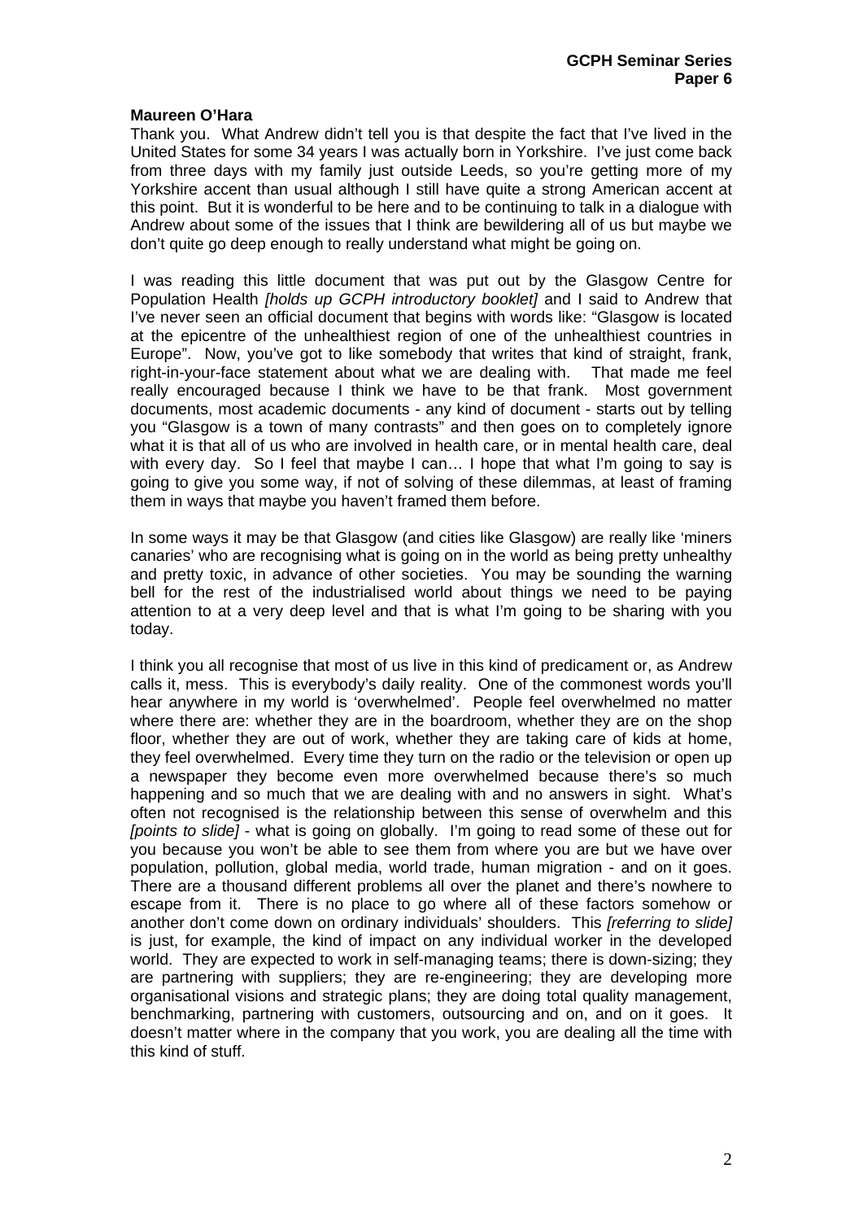**Maureen O'Hara**

Thank you. What Andrew didn't tell you is that despite the fact that I've lived in the United States for some 34 years I was actually born in Yorkshire. I've just come back from three days with my family just outside Leeds, so you're getting more of my Yorkshire accent than usual although I still have quite a strong American accent at this point. But it is wonderful to be here and to be continuing to talk in a dialogue with Andrew about some of the issues that I think are bewildering all of us but maybe we don't quite go deep enough to really understand what might be going on.

I was reading this little document that was put out by the Glasgow Centre for Population Health *[holds up GCPH introductory booklet]* and I said to Andrew that I've never seen an official document that begins with words like: "Glasgow is located at the epicentre of the unhealthiest region of one of the unhealthiest countries in Europe". Now, you've got to like somebody that writes that kind of straight, frank, right-in-your-face statement about what we are dealing with. That made me feel really encouraged because I think we have to be that frank. Most government documents, most academic documents - any kind of document - starts out by telling you "Glasgow is a town of many contrasts" and then goes on to completely ignore what it is that all of us who are involved in health care, or in mental health care, deal with every day. So I feel that maybe I can… I hope that what I'm going to say is going to give you some way, if not of solving of these dilemmas, at least of framing them in ways that maybe you haven't framed them before.

In some ways it may be that Glasgow (and cities like Glasgow) are really like 'miners canaries' who are recognising what is going on in the world as being pretty unhealthy and pretty toxic, in advance of other societies. You may be sounding the warning bell for the rest of the industrialised world about things we need to be paying attention to at a very deep level and that is what I'm going to be sharing with you today.

I think you all recognise that most of us live in this kind of predicament or, as Andrew calls it, mess. This is everybody's daily reality. One of the commonest words you'll hear anywhere in my world is 'overwhelmed'. People feel overwhelmed no matter where there are: whether they are in the boardroom, whether they are on the shop floor, whether they are out of work, whether they are taking care of kids at home, they feel overwhelmed. Every time they turn on the radio or the television or open up a newspaper they become even more overwhelmed because there's so much happening and so much that we are dealing with and no answers in sight. What's often not recognised is the relationship between this sense of overwhelm and this *[points to slide]* - what is going on globally. I'm going to read some of these out for you because you won't be able to see them from where you are but we have over population, pollution, global media, world trade, human migration - and on it goes. There are a thousand different problems all over the planet and there's nowhere to escape from it. There is no place to go where all of these factors somehow or another don't come down on ordinary individuals' shoulders. This *[referring to slide]* is just, for example, the kind of impact on any individual worker in the developed world. They are expected to work in self-managing teams; there is down-sizing; they are partnering with suppliers; they are re-engineering; they are developing more organisational visions and strategic plans; they are doing total quality management, benchmarking, partnering with customers, outsourcing and on, and on it goes. It doesn't matter where in the company that you work, you are dealing all the time with this kind of stuff.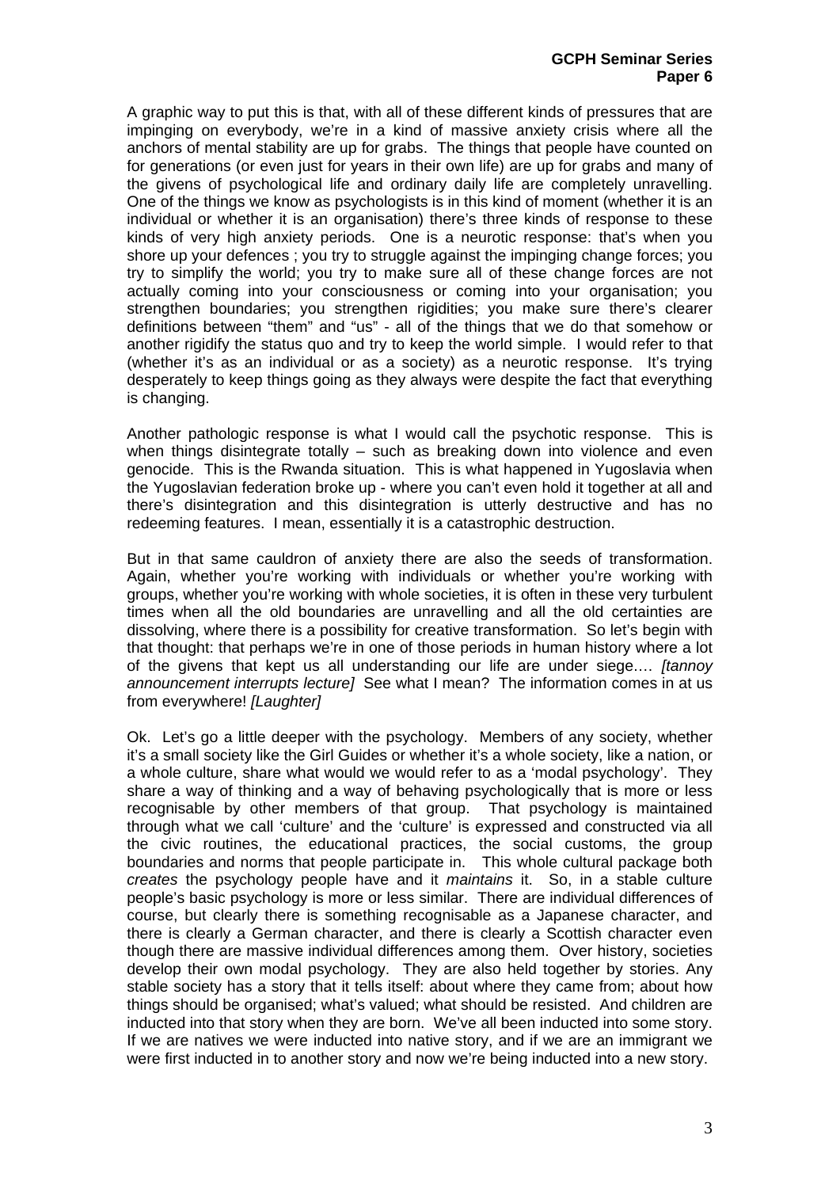A graphic way to put this is that, with all of these different kinds of pressures that are impinging on everybody, we're in a kind of massive anxiety crisis where all the anchors of mental stability are up for grabs. The things that people have counted on for generations (or even just for years in their own life) are up for grabs and many of the givens of psychological life and ordinary daily life are completely unravelling. One of the things we know as psychologists is in this kind of moment (whether it is an individual or whether it is an organisation) there's three kinds of response to these kinds of very high anxiety periods. One is a neurotic response: that's when you shore up your defences ; you try to struggle against the impinging change forces; you try to simplify the world; you try to make sure all of these change forces are not actually coming into your consciousness or coming into your organisation; you strengthen boundaries; you strengthen rigidities; you make sure there's clearer definitions between "them" and "us" - all of the things that we do that somehow or another rigidify the status quo and try to keep the world simple. I would refer to that (whether it's as an individual or as a society) as a neurotic response. It's trying desperately to keep things going as they always were despite the fact that everything is changing.

Another pathologic response is what I would call the psychotic response. This is when things disintegrate totally – such as breaking down into violence and even genocide. This is the Rwanda situation. This is what happened in Yugoslavia when the Yugoslavian federation broke up - where you can't even hold it together at all and there's disintegration and this disintegration is utterly destructive and has no redeeming features. I mean, essentially it is a catastrophic destruction.

But in that same cauldron of anxiety there are also the seeds of transformation. Again, whether you're working with individuals or whether you're working with groups, whether you're working with whole societies, it is often in these very turbulent times when all the old boundaries are unravelling and all the old certainties are dissolving, where there is a possibility for creative transformation. So let's begin with that thought: that perhaps we're in one of those periods in human history where a lot of the givens that kept us all understanding our life are under siege…. *[tannoy announcement interrupts lecture]* See what I mean? The information comes in at us from everywhere! *[Laughter]*

Ok. Let's go a little deeper with the psychology. Members of any society, whether it's a small society like the Girl Guides or whether it's a whole society, like a nation, or a whole culture, share what would we would refer to as a 'modal psychology'. They share a way of thinking and a way of behaving psychologically that is more or less recognisable by other members of that group. That psychology is maintained through what we call 'culture' and the 'culture' is expressed and constructed via all the civic routines, the educational practices, the social customs, the group boundaries and norms that people participate in. This whole cultural package both *creates* the psychology people have and it *maintains* it. So, in a stable culture people's basic psychology is more or less similar. There are individual differences of course, but clearly there is something recognisable as a Japanese character, and there is clearly a German character, and there is clearly a Scottish character even though there are massive individual differences among them. Over history, societies develop their own modal psychology. They are also held together by stories. Any stable society has a story that it tells itself: about where they came from; about how things should be organised; what's valued; what should be resisted. And children are inducted into that story when they are born. We've all been inducted into some story. If we are natives we were inducted into native story, and if we are an immigrant we were first inducted in to another story and now we're being inducted into a new story.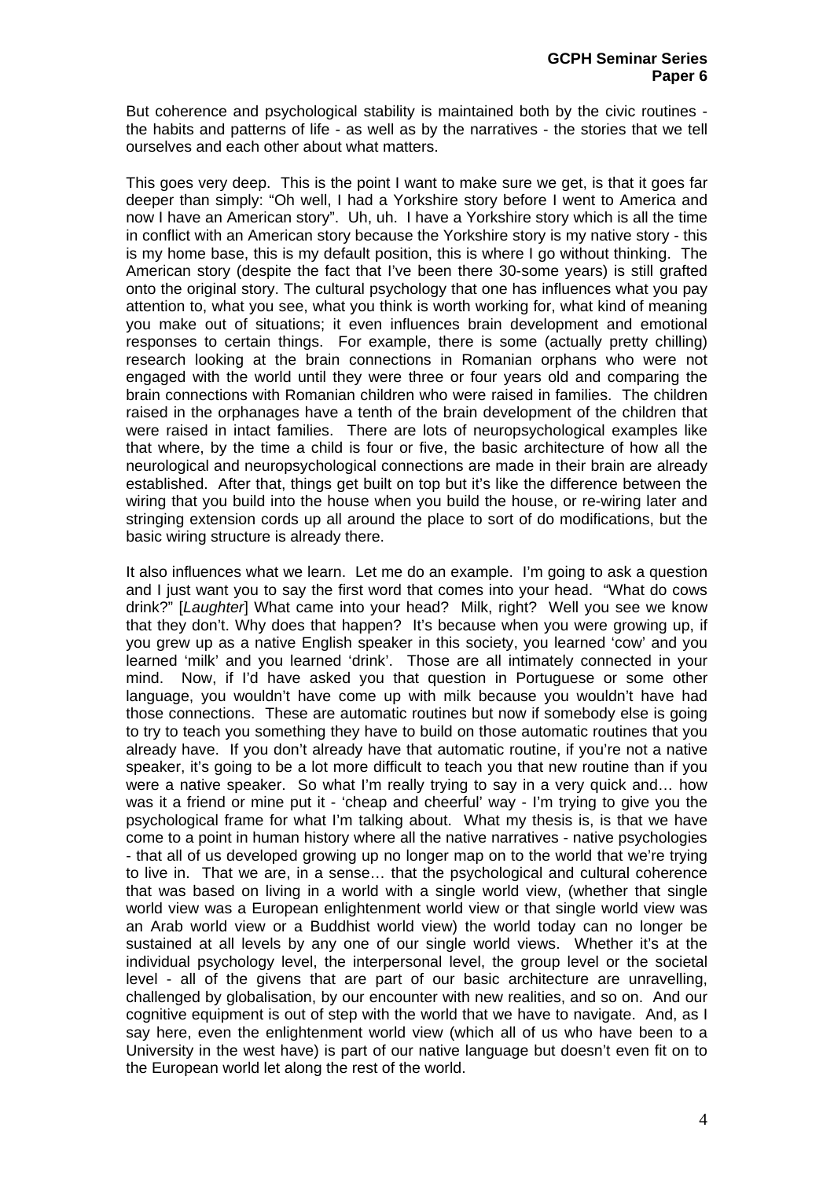But coherence and psychological stability is maintained both by the civic routines - the habits and patterns of life - as well as by the narratives - the stories that we tell ourselves and each other about what matters.

This goes very deep. This is the point I want to make sure we get, is that it goes far deeper than simply: "Oh well, I had a Yorkshire story before I went to America and now I have an American story". Uh, uh. I have a Yorkshire story which is all the time in conflict with an American story because the Yorkshire story is my native story - this is my home base, this is my default position, this is where I go without thinking. The American story (despite the fact that I've been there 30-some years) is still grafted onto the original story. The cultural psychology that one has influences what you pay attention to, what you see, what you think is worth working for, what kind of meaning you make out of situations; it even influences brain development and emotional responses to certain things. For example, there is some (actually pretty chilling) research looking at the brain connections in Romanian orphans who were not engaged with the world until they were three or four years old and comparing the brain connections with Romanian children who were raised in families. The children raised in the orphanages have a tenth of the brain development of the children that were raised in intact families. There are lots of neuropsychological examples like that where, by the time a child is four or five, the basic architecture of how all the neurological and neuropsychological connections are made in their brain are already established. After that, things get built on top but it's like the difference between the wiring that you build into the house when you build the house, or re-wiring later and stringing extension cords up all around the place to sort of do modifications, but the basic wiring structure is already there.

It also influences what we learn. Let me do an example. I'm going to ask a question and I just want you to say the first word that comes into your head. "What do cows drink?" [*Laughter*] What came into your head? Milk, right? Well you see we know that they don't. Why does that happen? It's because when you were growing up, if you grew up as a native English speaker in this society, you learned 'cow' and you learned 'milk' and you learned 'drink'. Those are intimately connected in your mind. Now, if I'd have asked you that question in Portuguese or some other language, you wouldn't have come up with milk because you wouldn't have had those connections. These are automatic routines but now if somebody else is going to try to teach you something they have to build on those automatic routines that you already have. If you don't already have that automatic routine, if you're not a native speaker, it's going to be a lot more difficult to teach you that new routine than if you were a native speaker. So what I'm really trying to say in a very quick and… how was it a friend or mine put it - 'cheap and cheerful' way - I'm trying to give you the psychological frame for what I'm talking about. What my thesis is, is that we have come to a point in human history where all the native narratives - native psychologies - that all of us developed growing up no longer map on to the world that we're trying to live in. That we are, in a sense… that the psychological and cultural coherence that was based on living in a world with a single world view, (whether that single world view was a European enlightenment world view or that single world view was an Arab world view or a Buddhist world view) the world today can no longer be sustained at all levels by any one of our single world views. Whether it's at the individual psychology level, the interpersonal level, the group level or the societal level - all of the givens that are part of our basic architecture are unravelling, challenged by globalisation, by our encounter with new realities, and so on. And our cognitive equipment is out of step with the world that we have to navigate. And, as I say here, even the enlightenment world view (which all of us who have been to a University in the west have) is part of our native language but doesn't even fit on to the European world let along the rest of the world.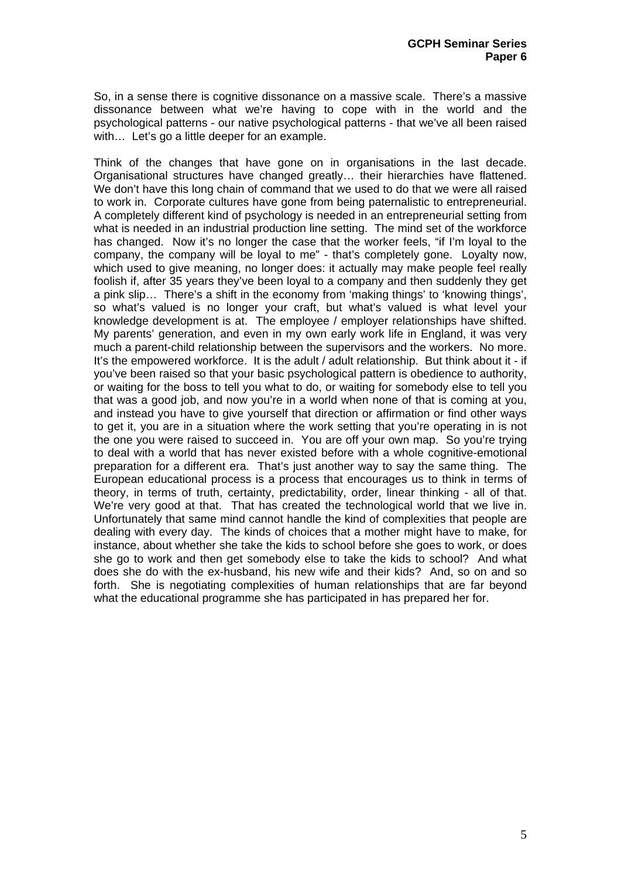So, in a sense there is cognitive dissonance on a massive scale. There's a massive dissonance between what we're having to cope with in the world and the psychological patterns - our native psychological patterns - that we've all been raised with… Let's go a little deeper for an example.

Think of the changes that have gone on in organisations in the last decade. Organisational structures have changed greatly… their hierarchies have flattened. We don't have this long chain of command that we used to do that we were all raised to work in. Corporate cultures have gone from being paternalistic to entrepreneurial. A completely different kind of psychology is needed in an entrepreneurial setting from what is needed in an industrial production line setting. The mind set of the workforce has changed. Now it's no longer the case that the worker feels, "if I'm loyal to the company, the company will be loyal to me" - that's completely gone. Loyalty now, which used to give meaning, no longer does: it actually may make people feel really foolish if, after 35 years they've been loyal to a company and then suddenly they get a pink slip… There's a shift in the economy from 'making things' to 'knowing things', so what's valued is no longer your craft, but what's valued is what level your knowledge development is at. The employee / employer relationships have shifted. My parents' generation, and even in my own early work life in England, it was very much a parent-child relationship between the supervisors and the workers. No more. It's the empowered workforce. It is the adult / adult relationship. But think about it - if you've been raised so that your basic psychological pattern is obedience to authority, or waiting for the boss to tell you what to do, or waiting for somebody else to tell you that was a good job, and now you're in a world when none of that is coming at you, and instead you have to give yourself that direction or affirmation or find other ways to get it, you are in a situation where the work setting that you're operating in is not the one you were raised to succeed in. You are off your own map. So you're trying to deal with a world that has never existed before with a whole cognitive-emotional preparation for a different era. That's just another way to say the same thing. The European educational process is a process that encourages us to think in terms of theory, in terms of truth, certainty, predictability, order, linear thinking - all of that. We're very good at that. That has created the technological world that we live in. Unfortunately that same mind cannot handle the kind of complexities that people are dealing with every day. The kinds of choices that a mother might have to make, for instance, about whether she take the kids to school before she goes to work, or does she go to work and then get somebody else to take the kids to school? And what does she do with the ex-husband, his new wife and their kids? And, so on and so forth. She is negotiating complexities of human relationships that are far beyond what the educational programme she has participated in has prepared her for.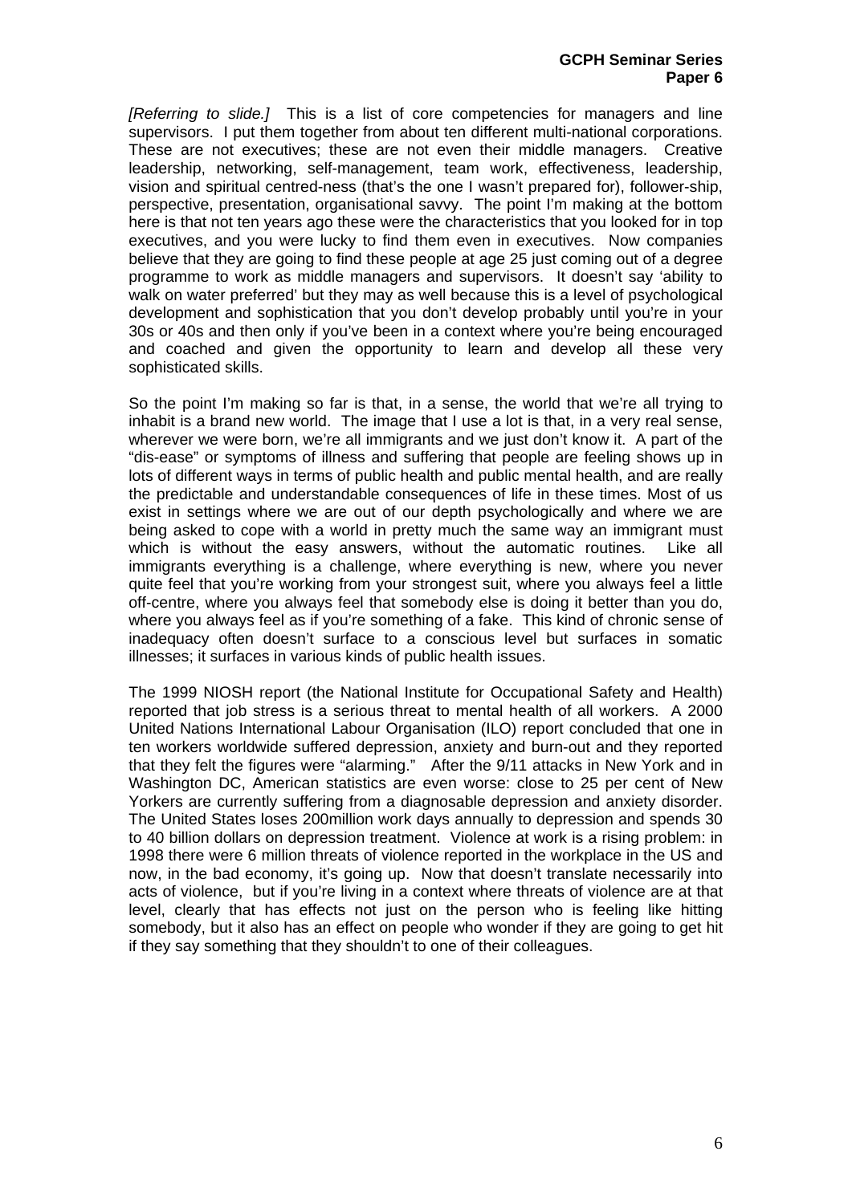*[Referring to slide.]* This is a list of core competencies for managers and line supervisors. I put them together from about ten different multi-national corporations. These are not executives; these are not even their middle managers. Creative leadership, networking, self-management, team work, effectiveness, leadership, vision and spiritual centred-ness (that's the one I wasn't prepared for), follower-ship, perspective, presentation, organisational savvy. The point I'm making at the bottom here is that not ten years ago these were the characteristics that you looked for in top executives, and you were lucky to find them even in executives. Now companies believe that they are going to find these people at age 25 just coming out of a degree programme to work as middle managers and supervisors. It doesn't say 'ability to walk on water preferred' but they may as well because this is a level of psychological development and sophistication that you don't develop probably until you're in your 30s or 40s and then only if you've been in a context where you're being encouraged and coached and given the opportunity to learn and develop all these very sophisticated skills.

So the point I'm making so far is that, in a sense, the world that we're all trying to inhabit is a brand new world. The image that I use a lot is that, in a very real sense, wherever we were born, we're all immigrants and we just don't know it. A part of the "dis-ease" or symptoms of illness and suffering that people are feeling shows up in lots of different ways in terms of public health and public mental health, and are really the predictable and understandable consequences of life in these times. Most of us exist in settings where we are out of our depth psychologically and where we are being asked to cope with a world in pretty much the same way an immigrant must which is without the easy answers, without the automatic routines. Like all immigrants everything is a challenge, where everything is new, where you never quite feel that you're working from your strongest suit, where you always feel a little off-centre, where you always feel that somebody else is doing it better than you do, where you always feel as if you're something of a fake. This kind of chronic sense of inadequacy often doesn't surface to a conscious level but surfaces in somatic illnesses; it surfaces in various kinds of public health issues.

The 1999 NIOSH report (the National Institute for Occupational Safety and Health) reported that job stress is a serious threat to mental health of all workers. A 2000 United Nations International Labour Organisation (ILO) report concluded that one in ten workers worldwide suffered depression, anxiety and burn-out and they reported that they felt the figures were "alarming." After the 9/11 attacks in New York and in Washington DC, American statistics are even worse: close to 25 per cent of New Yorkers are currently suffering from a diagnosable depression and anxiety disorder. The United States loses 200million work days annually to depression and spends 30 to 40 billion dollars on depression treatment. Violence at work is a rising problem: in 1998 there were 6 million threats of violence reported in the workplace in the US and now, in the bad economy, it's going up. Now that doesn't translate necessarily into acts of violence, but if you're living in a context where threats of violence are at that level, clearly that has effects not just on the person who is feeling like hitting somebody, but it also has an effect on people who wonder if they are going to get hit if they say something that they shouldn't to one of their colleagues.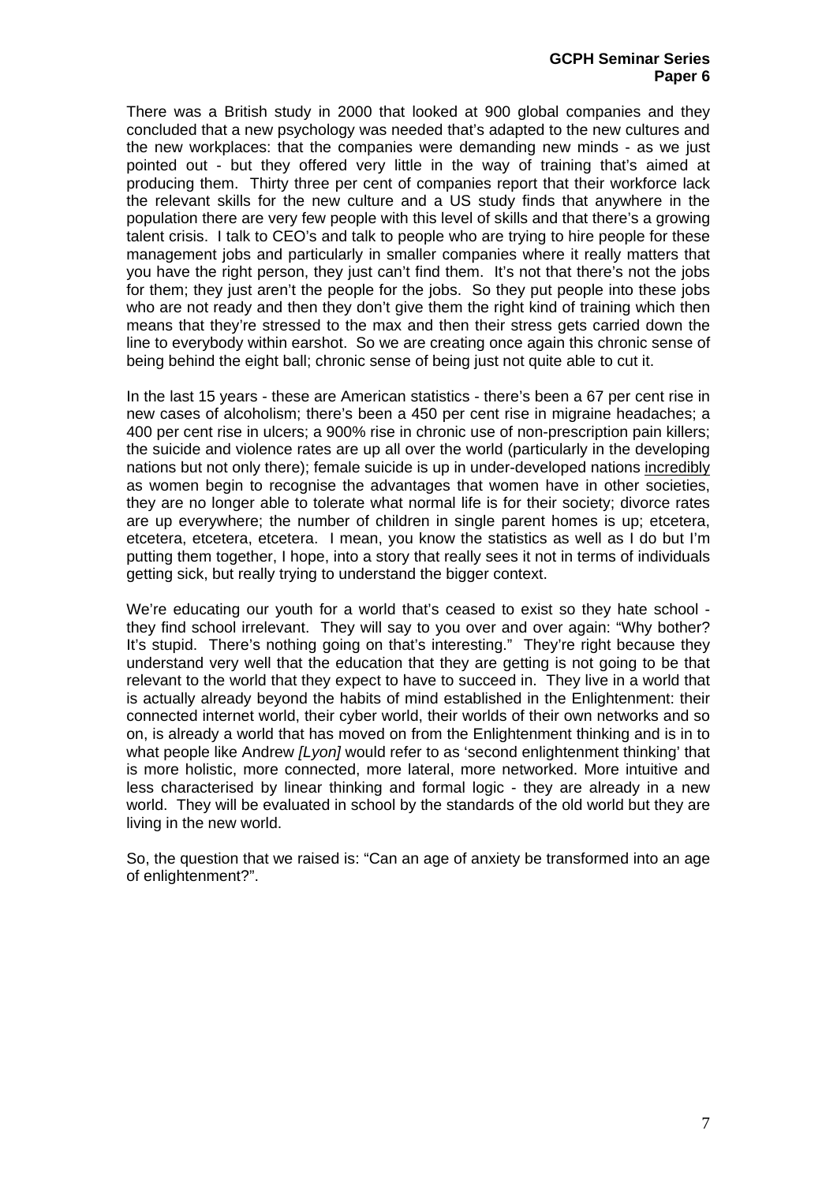There was a British study in 2000 that looked at 900 global companies and they concluded that a new psychology was needed that's adapted to the new cultures and the new workplaces: that the companies were demanding new minds - as we just pointed out - but they offered very little in the way of training that's aimed at producing them. Thirty three per cent of companies report that their workforce lack the relevant skills for the new culture and a US study finds that anywhere in the population there are very few people with this level of skills and that there's a growing talent crisis. I talk to CEO's and talk to people who are trying to hire people for these management jobs and particularly in smaller companies where it really matters that you have the right person, they just can't find them. It's not that there's not the jobs for them; they just aren't the people for the jobs. So they put people into these jobs who are not ready and then they don't give them the right kind of training which then means that they're stressed to the max and then their stress gets carried down the line to everybody within earshot. So we are creating once again this chronic sense of being behind the eight ball; chronic sense of being just not quite able to cut it.

In the last 15 years - these are American statistics - there's been a 67 per cent rise in new cases of alcoholism; there's been a 450 per cent rise in migraine headaches; a 400 per cent rise in ulcers; a 900% rise in chronic use of non-prescription pain killers; the suicide and violence rates are up all over the world (particularly in the developing nations but not only there); female suicide is up in under-developed nations <u>incredibly</u> as women begin to recognise the advantages that women have in other societies, they are no longer able to tolerate what normal life is for their society; divorce rates are up everywhere; the number of children in single parent homes is up; etcetera, etcetera, etcetera, etcetera. I mean, you know the statistics as well as I do but I'm putting them together, I hope, into a story that really sees it not in terms of individuals getting sick, but really trying to understand the bigger context.

We're educating our youth for a world that's ceased to exist so they hate school - they find school irrelevant. They will say to you over and over again: "Why bother? It's stupid. There's nothing going on that's interesting." They're right because they understand very well that the education that they are getting is not going to be that relevant to the world that they expect to have to succeed in. They live in a world that is actually already beyond the habits of mind established in the Enlightenment: their connected internet world, their cyber world, their worlds of their own networks and so on, is already a world that has moved on from the Enlightenment thinking and is in to what people like Andrew *[Lyon]* would refer to as 'second enlightenment thinking' that is more holistic, more connected, more lateral, more networked. More intuitive and less characterised by linear thinking and formal logic - they are already in a new world. They will be evaluated in school by the standards of the old world but they are living in the new world.

So, the question that we raised is: "Can an age of anxiety be transformed into an age of enlightenment?".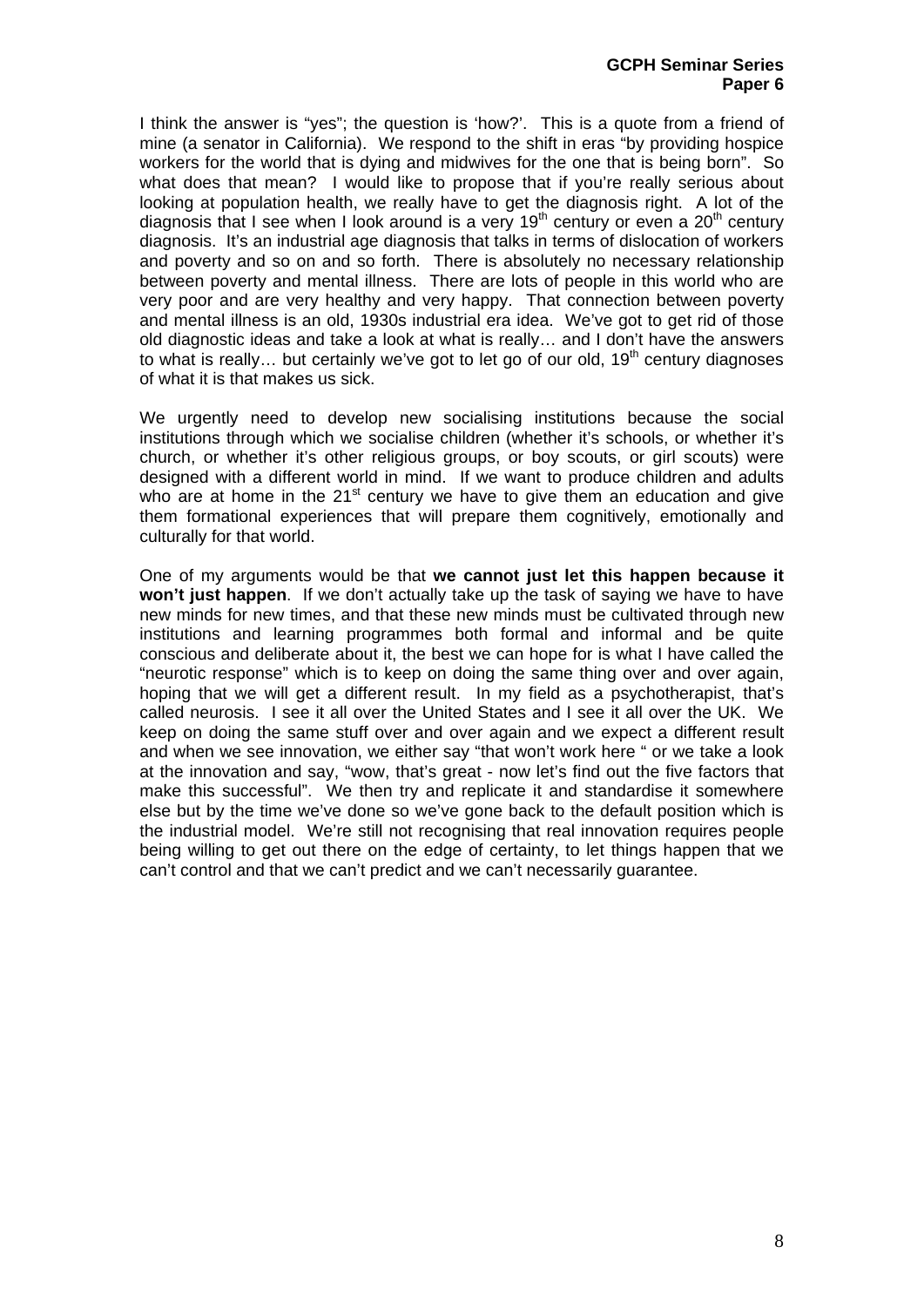I think the answer is "yes"; the question is 'how?'. This is a quote from a friend of mine (a senator in California). We respond to the shift in eras "by providing hospice workers for the world that is dying and midwives for the one that is being born". So what does that mean? I would like to propose that if you're really serious about looking at population health, we really have to get the diagnosis right. A lot of the diagnosis that I see when I look around is a very 19th century or even a 20th century diagnosis. It's an industrial age diagnosis that talks in terms of dislocation of workers and poverty and so on and so forth. There is absolutely no necessary relationship between poverty and mental illness. There are lots of people in this world who are very poor and are very healthy and very happy. That connection between poverty and mental illness is an old, 1930s industrial era idea. We've got to get rid of those old diagnostic ideas and take a look at what is really… and I don't have the answers to what is really… but certainly we've got to let go of our old, 19th century diagnoses of what it is that makes us sick.

We urgently need to develop new socialising institutions because the social institutions through which we socialise children (whether it's schools, or whether it's church, or whether it's other religious groups, or boy scouts, or girl scouts) were designed with a different world in mind. If we want to produce children and adults who are at home in the 21st century we have to give them an education and give them formational experiences that will prepare them cognitively, emotionally and culturally for that world.

One of my arguments would be that **we cannot just let this happen because it won't just happen**. If we don't actually take up the task of saying we have to have new minds for new times, and that these new minds must be cultivated through new institutions and learning programmes both formal and informal and be quite conscious and deliberate about it, the best we can hope for is what I have called the "neurotic response" which is to keep on doing the same thing over and over again, hoping that we will get a different result. In my field as a psychotherapist, that's called neurosis. I see it all over the United States and I see it all over the UK. We keep on doing the same stuff over and over again and we expect a different result and when we see innovation, we either say "that won't work here " or we take a look at the innovation and say, "wow, that's great - now let's find out the five factors that make this successful". We then try and replicate it and standardise it somewhere else but by the time we've done so we've gone back to the default position which is the industrial model. We're still not recognising that real innovation requires people being willing to get out there on the edge of certainty, to let things happen that we can't control and that we can't predict and we can't necessarily guarantee.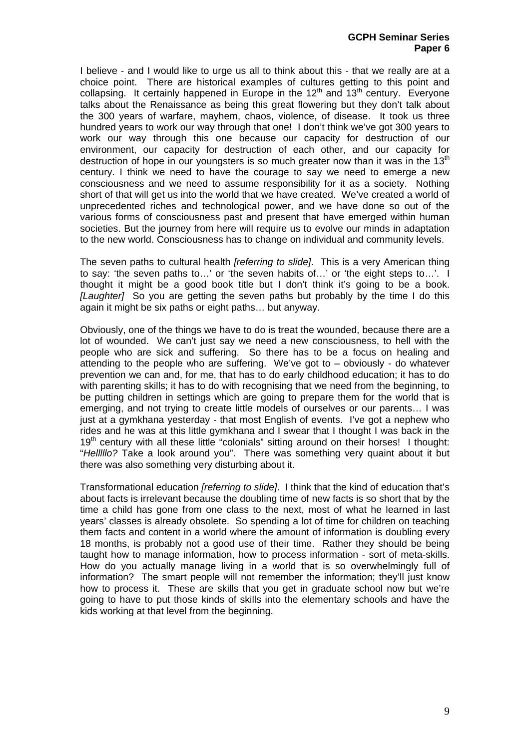I believe - and I would like to urge us all to think about this - that we really are at a choice point. There are historical examples of cultures getting to this point and collapsing. It certainly happened in Europe in the 12th and 13th century. Everyone talks about the Renaissance as being this great flowering but they don't talk about the 300 years of warfare, mayhem, chaos, violence, of disease. It took us three hundred years to work our way through that one! I don't think we've got 300 years to work our way through this one because our capacity for destruction of our environment, our capacity for destruction of each other, and our capacity for destruction of hope in our youngsters is so much greater now than it was in the 13th century. I think we need to have the courage to say we need to emerge a new consciousness and we need to assume responsibility for it as a society. Nothing short of that will get us into the world that we have created. We've created a world of unprecedented riches and technological power, and we have done so out of the various forms of consciousness past and present that have emerged within human societies. But the journey from here will require us to evolve our minds in adaptation to the new world. Consciousness has to change on individual and community levels.

The seven paths to cultural health *[referring to slide]*. This is a very American thing to say: 'the seven paths to…' or 'the seven habits of…' or 'the eight steps to…'. I thought it might be a good book title but I don't think it's going to be a book. *[Laughter]* So you are getting the seven paths but probably by the time I do this again it might be six paths or eight paths… but anyway.

Obviously, one of the things we have to do is treat the wounded, because there are a lot of wounded. We can't just say we need a new consciousness, to hell with the people who are sick and suffering. So there has to be a focus on healing and attending to the people who are suffering. We've got to – obviously - do whatever prevention we can and, for me, that has to do early childhood education; it has to do with parenting skills; it has to do with recognising that we need from the beginning, to be putting children in settings which are going to prepare them for the world that is emerging, and not trying to create little models of ourselves or our parents… I was just at a gymkhana yesterday - that most English of events. I've got a nephew who rides and he was at this little gymkhana and I swear that I thought I was back in the 19th century with all these little "colonials" sitting around on their horses! I thought: "*Helllllo?* Take a look around you". There was something very quaint about it but there was also something very disturbing about it.

Transformational education *[referring to slide]*. I think that the kind of education that's about facts is irrelevant because the doubling time of new facts is so short that by the time a child has gone from one class to the next, most of what he learned in last years' classes is already obsolete. So spending a lot of time for children on teaching them facts and content in a world where the amount of information is doubling every 18 months, is probably not a good use of their time. Rather they should be being taught how to manage information, how to process information - sort of meta-skills. How do you actually manage living in a world that is so overwhelmingly full of information? The smart people will not remember the information; they'll just know how to process it. These are skills that you get in graduate school now but we're going to have to put those kinds of skills into the elementary schools and have the kids working at that level from the beginning.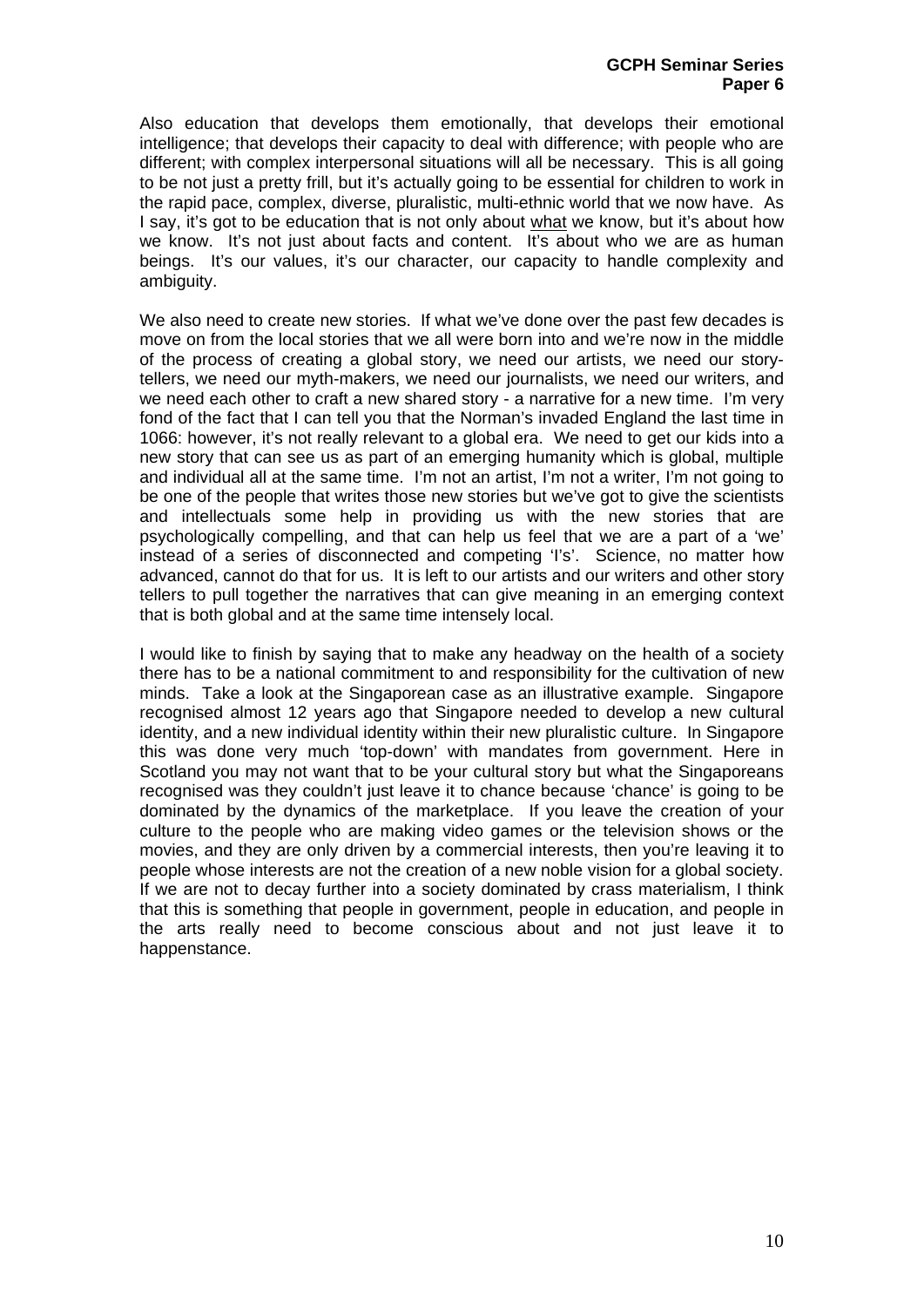Also education that develops them emotionally, that develops their emotional intelligence; that develops their capacity to deal with difference; with people who are different; with complex interpersonal situations will all be necessary. This is all going to be not just a pretty frill, but it's actually going to be essential for children to work in the rapid pace, complex, diverse, pluralistic, multi-ethnic world that we now have. As I say, it's got to be education that is not only about <u>what</u> we know, but it's about how we know. It's not just about facts and content. It's about who we are as human beings. It's our values, it's our character, our capacity to handle complexity and ambiguity.

We also need to create new stories. If what we've done over the past few decades is move on from the local stories that we all were born into and we're now in the middle of the process of creating a global story, we need our artists, we need our story-tellers, we need our myth-makers, we need our journalists, we need our writers, and we need each other to craft a new shared story - a narrative for a new time. I'm very fond of the fact that I can tell you that the Norman's invaded England the last time in 1066: however, it's not really relevant to a global era. We need to get our kids into a new story that can see us as part of an emerging humanity which is global, multiple and individual all at the same time. I'm not an artist, I'm not a writer, I'm not going to be one of the people that writes those new stories but we've got to give the scientists and intellectuals some help in providing us with the new stories that are psychologically compelling, and that can help us feel that we are a part of a 'we' instead of a series of disconnected and competing 'I's'. Science, no matter how advanced, cannot do that for us. It is left to our artists and our writers and other story tellers to pull together the narratives that can give meaning in an emerging context that is both global and at the same time intensely local.

I would like to finish by saying that to make any headway on the health of a society there has to be a national commitment to and responsibility for the cultivation of new minds. Take a look at the Singaporean case as an illustrative example. Singapore recognised almost 12 years ago that Singapore needed to develop a new cultural identity, and a new individual identity within their new pluralistic culture. In Singapore this was done very much 'top-down' with mandates from government. Here in Scotland you may not want that to be your cultural story but what the Singaporeans recognised was they couldn't just leave it to chance because 'chance' is going to be dominated by the dynamics of the marketplace. If you leave the creation of your culture to the people who are making video games or the television shows or the movies, and they are only driven by a commercial interests, then you're leaving it to people whose interests are not the creation of a new noble vision for a global society. If we are not to decay further into a society dominated by crass materialism, I think that this is something that people in government, people in education, and people in the arts really need to become conscious about and not just leave it to happenstance.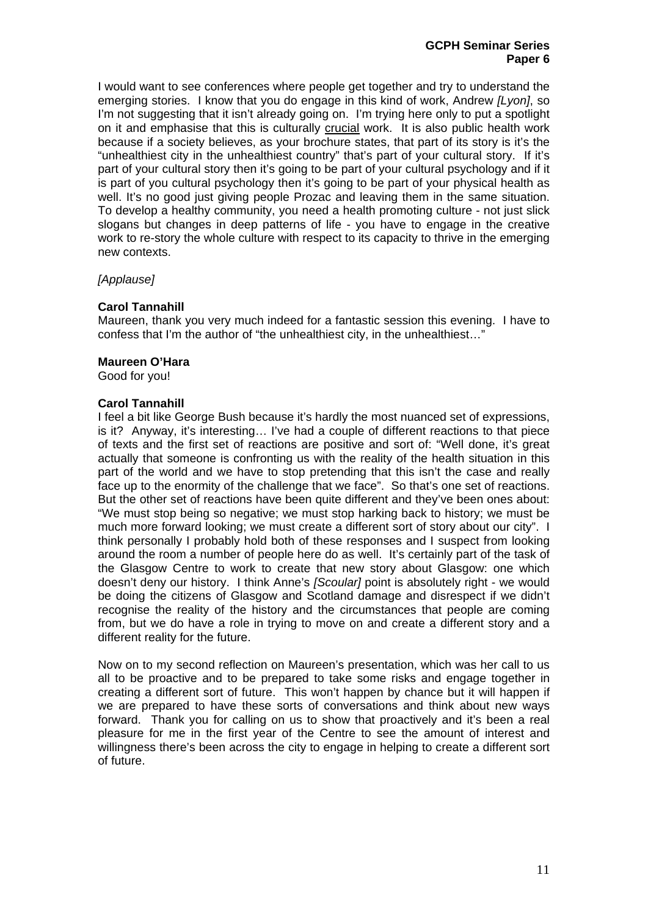I would want to see conferences where people get together and try to understand the emerging stories. I know that you do engage in this kind of work, Andrew *[Lyon]*, so I'm not suggesting that it isn't already going on. I'm trying here only to put a spotlight on it and emphasise that this is culturally <u>crucial</u> work. It is also public health work because if a society believes, as your brochure states, that part of its story is it's the "unhealthiest city in the unhealthiest country" that's part of your cultural story. If it's part of your cultural story then it's going to be part of your cultural psychology and if it is part of you cultural psychology then it's going to be part of your physical health as well. It's no good just giving people Prozac and leaving them in the same situation. To develop a healthy community, you need a health promoting culture - not just slick slogans but changes in deep patterns of life - you have to engage in the creative work to re-story the whole culture with respect to its capacity to thrive in the emerging new contexts.

*[Applause]*

**Carol Tannahill**
Maureen, thank you very much indeed for a fantastic session this evening. I have to confess that I'm the author of "the unhealthiest city, in the unhealthiest…"

**Maureen O'Hara**
Good for you!

**Carol Tannahill**
I feel a bit like George Bush because it's hardly the most nuanced set of expressions, is it? Anyway, it's interesting… I've had a couple of different reactions to that piece of texts and the first set of reactions are positive and sort of: "Well done, it's great actually that someone is confronting us with the reality of the health situation in this part of the world and we have to stop pretending that this isn't the case and really face up to the enormity of the challenge that we face". So that's one set of reactions. But the other set of reactions have been quite different and they've been ones about: "We must stop being so negative; we must stop harking back to history; we must be much more forward looking; we must create a different sort of story about our city". I think personally I probably hold both of these responses and I suspect from looking around the room a number of people here do as well. It's certainly part of the task of the Glasgow Centre to work to create that new story about Glasgow: one which doesn't deny our history. I think Anne's *[Scoular]* point is absolutely right - we would be doing the citizens of Glasgow and Scotland damage and disrespect if we didn't recognise the reality of the history and the circumstances that people are coming from, but we do have a role in trying to move on and create a different story and a different reality for the future.

Now on to my second reflection on Maureen's presentation, which was her call to us all to be proactive and to be prepared to take some risks and engage together in creating a different sort of future. This won't happen by chance but it will happen if we are prepared to have these sorts of conversations and think about new ways forward. Thank you for calling on us to show that proactively and it's been a real pleasure for me in the first year of the Centre to see the amount of interest and willingness there's been across the city to engage in helping to create a different sort of future.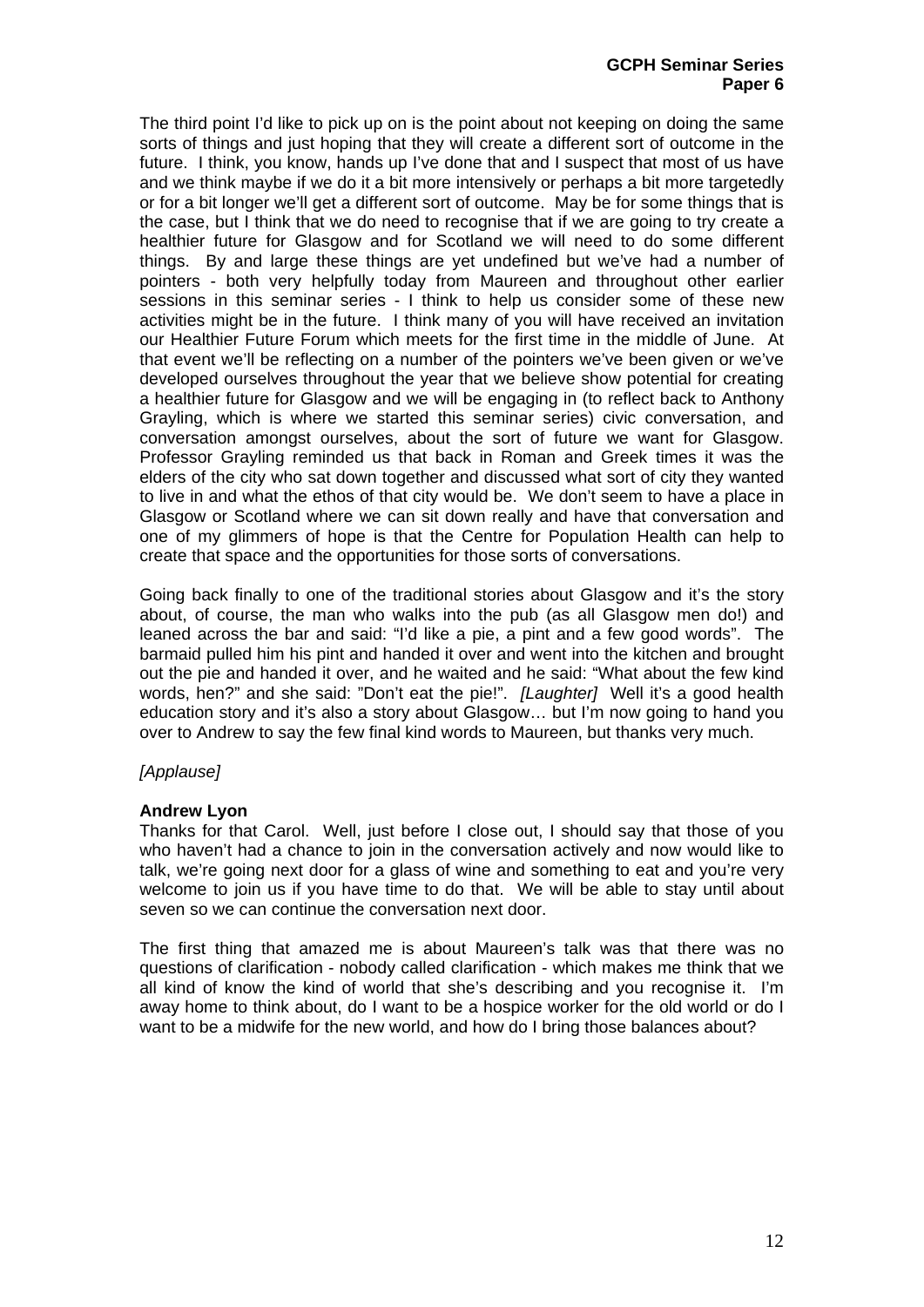The third point I'd like to pick up on is the point about not keeping on doing the same sorts of things and just hoping that they will create a different sort of outcome in the future. I think, you know, hands up I've done that and I suspect that most of us have and we think maybe if we do it a bit more intensively or perhaps a bit more targetedly or for a bit longer we'll get a different sort of outcome. May be for some things that is the case, but I think that we do need to recognise that if we are going to try create a healthier future for Glasgow and for Scotland we will need to do some different things. By and large these things are yet undefined but we've had a number of pointers - both very helpfully today from Maureen and throughout other earlier sessions in this seminar series - I think to help us consider some of these new activities might be in the future. I think many of you will have received an invitation our Healthier Future Forum which meets for the first time in the middle of June. At that event we'll be reflecting on a number of the pointers we've been given or we've developed ourselves throughout the year that we believe show potential for creating a healthier future for Glasgow and we will be engaging in (to reflect back to Anthony Grayling, which is where we started this seminar series) civic conversation, and conversation amongst ourselves, about the sort of future we want for Glasgow. Professor Grayling reminded us that back in Roman and Greek times it was the elders of the city who sat down together and discussed what sort of city they wanted to live in and what the ethos of that city would be. We don't seem to have a place in Glasgow or Scotland where we can sit down really and have that conversation and one of my glimmers of hope is that the Centre for Population Health can help to create that space and the opportunities for those sorts of conversations.

Going back finally to one of the traditional stories about Glasgow and it's the story about, of course, the man who walks into the pub (as all Glasgow men do!) and leaned across the bar and said: "I'd like a pie, a pint and a few good words". The barmaid pulled him his pint and handed it over and went into the kitchen and brought out the pie and handed it over, and he waited and he said: "What about the few kind words, hen?" and she said: "Don't eat the pie!". *[Laughter]* Well it's a good health education story and it's also a story about Glasgow… but I'm now going to hand you over to Andrew to say the few final kind words to Maureen, but thanks very much.

*[Applause]*

**Andrew Lyon**
Thanks for that Carol. Well, just before I close out, I should say that those of you who haven't had a chance to join in the conversation actively and now would like to talk, we're going next door for a glass of wine and something to eat and you're very welcome to join us if you have time to do that. We will be able to stay until about seven so we can continue the conversation next door.

The first thing that amazed me is about Maureen's talk was that there was no questions of clarification - nobody called clarification - which makes me think that we all kind of know the kind of world that she's describing and you recognise it. I'm away home to think about, do I want to be a hospice worker for the old world or do I want to be a midwife for the new world, and how do I bring those balances about?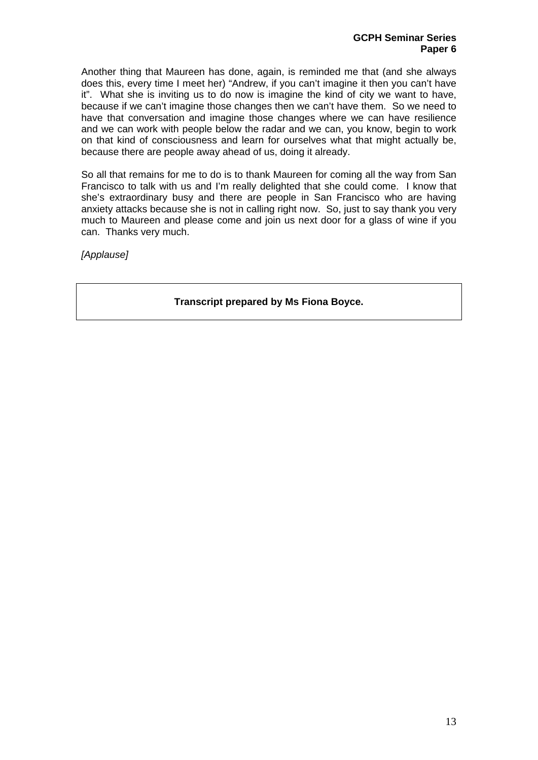Another thing that Maureen has done, again, is reminded me that (and she always does this, every time I meet her) "Andrew, if you can't imagine it then you can't have it". What she is inviting us to do now is imagine the kind of city we want to have, because if we can't imagine those changes then we can't have them. So we need to have that conversation and imagine those changes where we can have resilience and we can work with people below the radar and we can, you know, begin to work on that kind of consciousness and learn for ourselves what that might actually be, because there are people away ahead of us, doing it already.

So all that remains for me to do is to thank Maureen for coming all the way from San Francisco to talk with us and I'm really delighted that she could come. I know that she's extraordinary busy and there are people in San Francisco who are having anxiety attacks because she is not in calling right now. So, just to say thank you very much to Maureen and please come and join us next door for a glass of wine if you can. Thanks very much.

*[Applause]*

**Transcript prepared by Ms Fiona Boyce.**